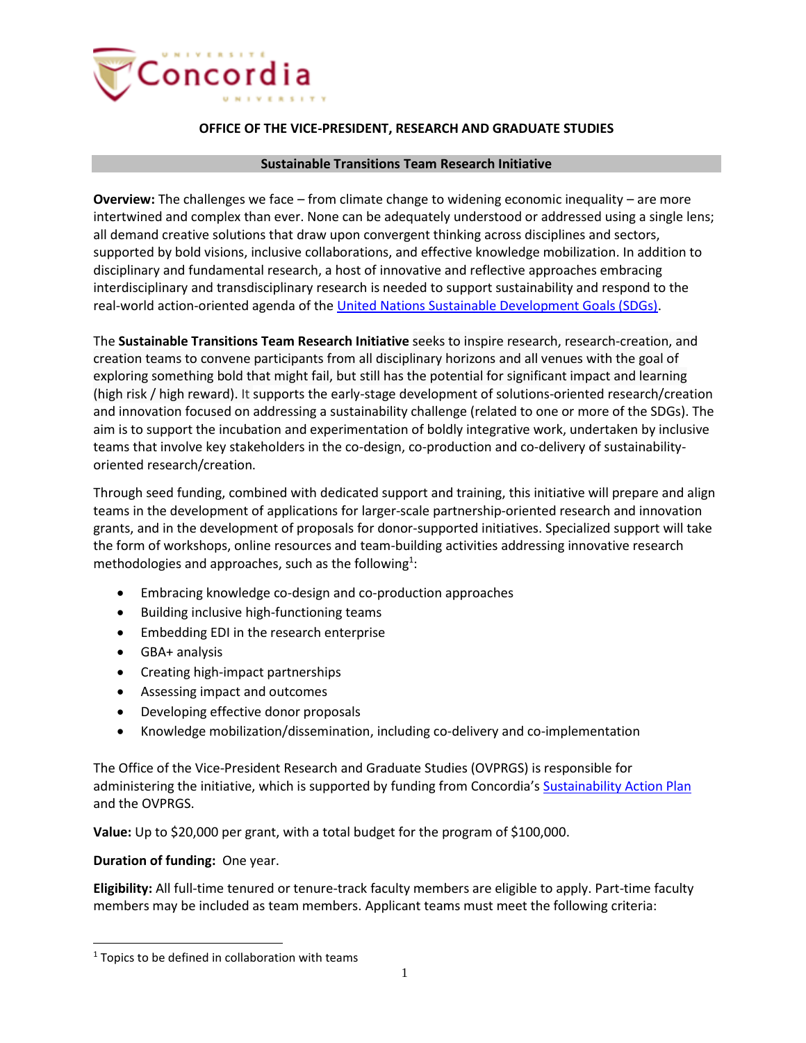**OFFICE OF THE VICE-PRESIDENT, RESEARCH AND GRADUATE STUDIES**

## Sustainable Transitions Team Research Initiative

**Overview:** The challenges we face – from climate change to widening economic inequality – are more intertwined and complex than ever. None can be adequately understood or addressed using a single lens; all demand creative solutions that draw upon convergent thinking across disciplines and sectors, supported by bold visions, inclusive collaborations, and effective knowledge mobilization. In addition to disciplinary and fundamental research, a host of innovative and reflective approaches embracing interdisciplinary and transdisciplinary research is needed to support sustainability and respond to the real-world action-oriented agenda of the [United Nations Sustainable Development Goals (SDGs)](#).

The **Sustainable Transitions Team Research Initiative** seeks to inspire research, research-creation, and creation teams to convene participants from all disciplinary horizons and all venues with the goal of exploring something bold that might fail, but still has the potential for significant impact and learning (high risk / high reward). It supports the early-stage development of solutions-oriented research/creation and innovation focused on addressing a sustainability challenge (related to one or more of the SDGs). The aim is to support the incubation and experimentation of boldly integrative work, undertaken by inclusive teams that involve key stakeholders in the co-design, co-production and co-delivery of sustainability-oriented research/creation.

Through seed funding, combined with dedicated support and training, this initiative will prepare and align teams in the development of applications for larger-scale partnership-oriented research and innovation grants, and in the development of proposals for donor-supported initiatives. Specialized support will take the form of workshops, online resources and team-building activities addressing innovative research methodologies and approaches, such as the following[1]:

- Embracing knowledge co-design and co-production approaches
- Building inclusive high-functioning teams
- Embedding EDI in the research enterprise
- GBA+ analysis
- Creating high-impact partnerships
- Assessing impact and outcomes
- Developing effective donor proposals
- Knowledge mobilization/dissemination, including co-delivery and co-implementation

The Office of the Vice-President Research and Graduate Studies (OVPRGS) is responsible for administering the initiative, which is supported by funding from Concordia's [Sustainability Action Plan](#) and the OVPRGS.

**Value:** Up to $20,000 per grant, with a total budget for the program of $100,000.

**Duration of funding:** One year.

**Eligibility:** All full-time tenured or tenure-track faculty members are eligible to apply. Part-time faculty members may be included as team members. Applicant teams must meet the following criteria:

[1] Topics to be defined in collaboration with teams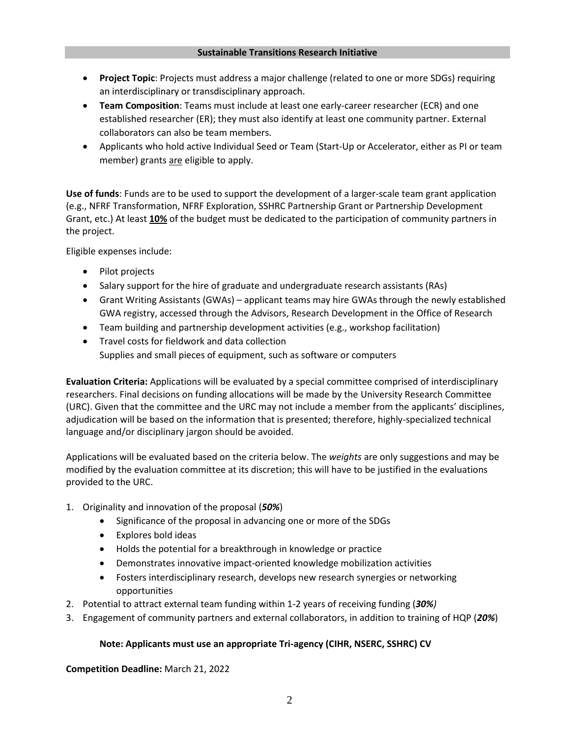**Sustainable Transitions Research Initiative**

- **Project Topic**: Projects must address a major challenge (related to one or more SDGs) requiring an interdisciplinary or transdisciplinary approach.
- **Team Composition**: Teams must include at least one early-career researcher (ECR) and one established researcher (ER); they must also identify at least one community partner. External collaborators can also be team members.
- Applicants who hold active Individual Seed or Team (Start-Up or Accelerator, either as PI or team member) grants are eligible to apply.

**Use of funds**: Funds are to be used to support the development of a larger-scale team grant application (e.g., NFRF Transformation, NFRF Exploration, SSHRC Partnership Grant or Partnership Development Grant, etc.) At least **10%** of the budget must be dedicated to the participation of community partners in the project.

Eligible expenses include:

- Pilot projects
- Salary support for the hire of graduate and undergraduate research assistants (RAs)
- Grant Writing Assistants (GWAs) – applicant teams may hire GWAs through the newly established GWA registry, accessed through the Advisors, Research Development in the Office of Research
- Team building and partnership development activities (e.g., workshop facilitation)
- Travel costs for fieldwork and data collection
  Supplies and small pieces of equipment, such as software or computers

**Evaluation Criteria:** Applications will be evaluated by a special committee comprised of interdisciplinary researchers. Final decisions on funding allocations will be made by the University Research Committee (URC). Given that the committee and the URC may not include a member from the applicants' disciplines, adjudication will be based on the information that is presented; therefore, highly-specialized technical language and/or disciplinary jargon should be avoided.

Applications will be evaluated based on the criteria below. The *weights* are only suggestions and may be modified by the evaluation committee at its discretion; this will have to be justified in the evaluations provided to the URC.

1. Originality and innovation of the proposal (***50%***)
   - Significance of the proposal in advancing one or more of the SDGs
   - Explores bold ideas
   - Holds the potential for a breakthrough in knowledge or practice
   - Demonstrates innovative impact-oriented knowledge mobilization activities
   - Fosters interdisciplinary research, develops new research synergies or networking opportunities
2. Potential to attract external team funding within 1-2 years of receiving funding (***30%)***
3. Engagement of community partners and external collaborators, in addition to training of HQP (***20%***)

**Note: Applicants must use an appropriate Tri-agency (CIHR, NSERC, SSHRC) CV**

**Competition Deadline:** March 21, 2022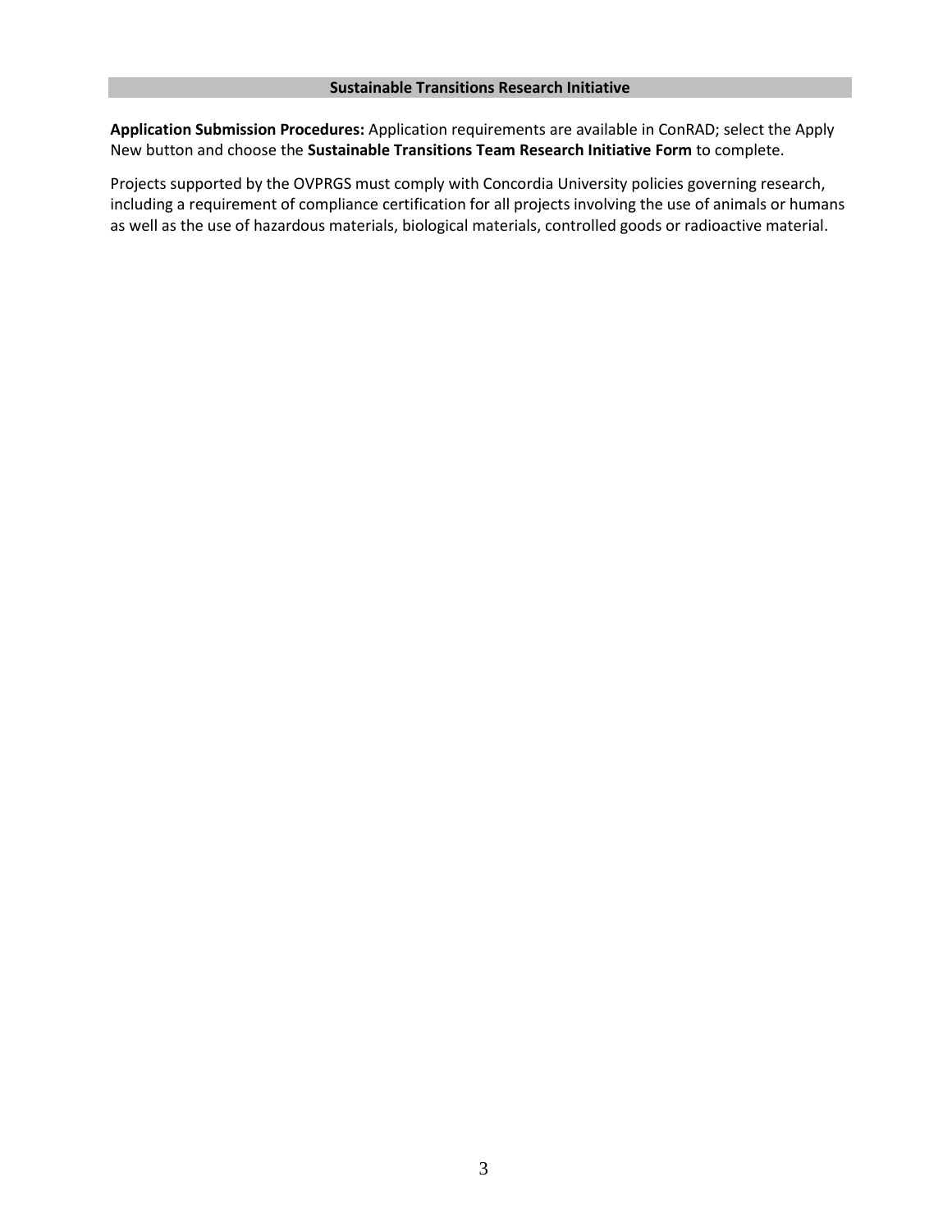## Sustainable Transitions Research Initiative

**Application Submission Procedures:** Application requirements are available in ConRAD; select the Apply New button and choose the **Sustainable Transitions Team Research Initiative Form** to complete.

Projects supported by the OVPRGS must comply with Concordia University policies governing research, including a requirement of compliance certification for all projects involving the use of animals or humans as well as the use of hazardous materials, biological materials, controlled goods or radioactive material.